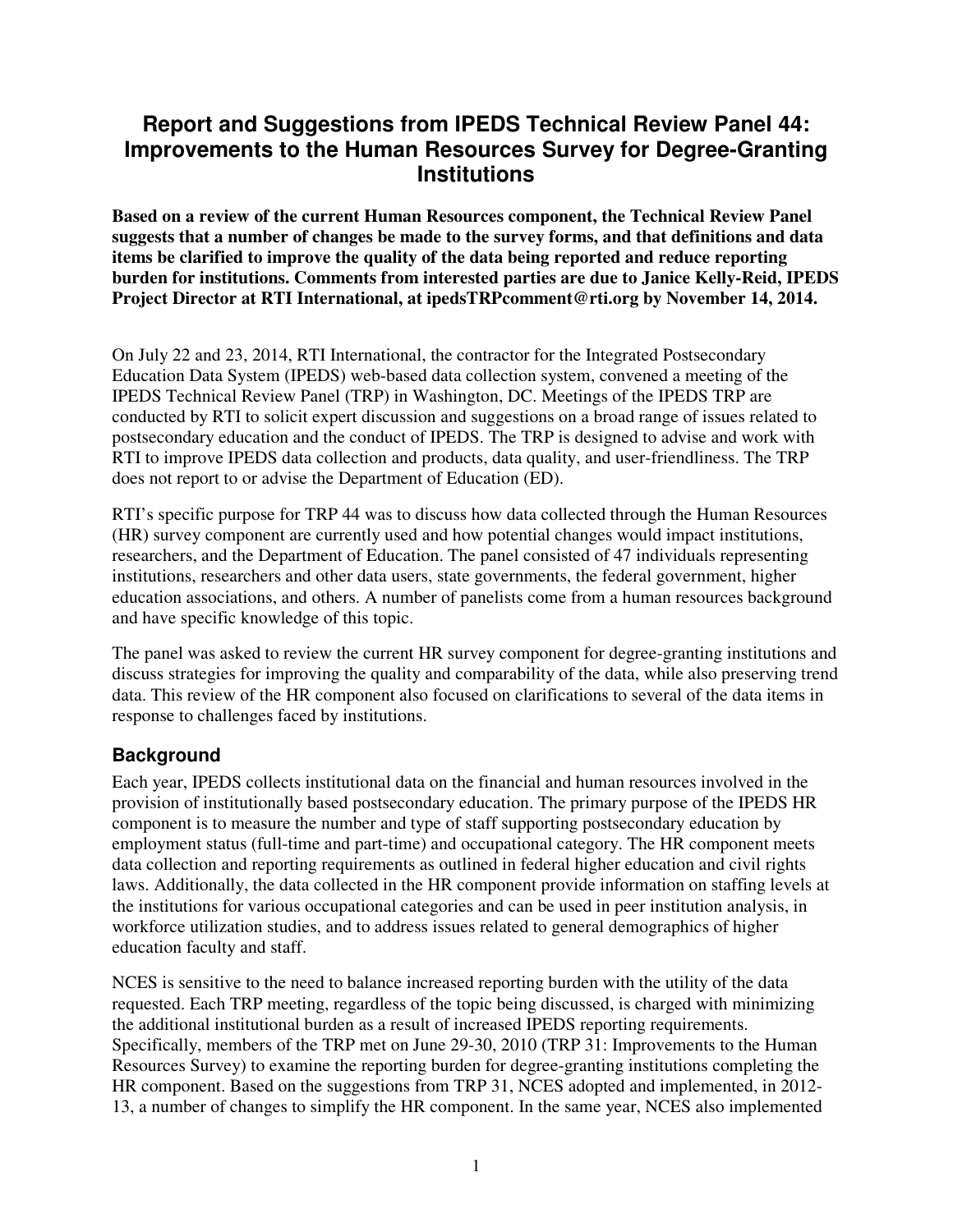# Report and Suggestions from IPEDS Technical Review Panel 44: Improvements to the Human Resources Survey for Degree-Granting Institutions

**Based on a review of the current Human Resources component, the Technical Review Panel suggests that a number of changes be made to the survey forms, and that definitions and data items be clarified to improve the quality of the data being reported and reduce reporting burden for institutions. Comments from interested parties are due to Janice Kelly-Reid, IPEDS Project Director at RTI International, at ipedsTRPcomment@rti.org by November 14, 2014.**

On July 22 and 23, 2014, RTI International, the contractor for the Integrated Postsecondary Education Data System (IPEDS) web-based data collection system, convened a meeting of the IPEDS Technical Review Panel (TRP) in Washington, DC. Meetings of the IPEDS TRP are conducted by RTI to solicit expert discussion and suggestions on a broad range of issues related to postsecondary education and the conduct of IPEDS. The TRP is designed to advise and work with RTI to improve IPEDS data collection and products, data quality, and user-friendliness. The TRP does not report to or advise the Department of Education (ED).

RTI's specific purpose for TRP 44 was to discuss how data collected through the Human Resources (HR) survey component are currently used and how potential changes would impact institutions, researchers, and the Department of Education. The panel consisted of 47 individuals representing institutions, researchers and other data users, state governments, the federal government, higher education associations, and others. A number of panelists come from a human resources background and have specific knowledge of this topic.

The panel was asked to review the current HR survey component for degree-granting institutions and discuss strategies for improving the quality and comparability of the data, while also preserving trend data. This review of the HR component also focused on clarifications to several of the data items in response to challenges faced by institutions.

## Background

Each year, IPEDS collects institutional data on the financial and human resources involved in the provision of institutionally based postsecondary education. The primary purpose of the IPEDS HR component is to measure the number and type of staff supporting postsecondary education by employment status (full-time and part-time) and occupational category. The HR component meets data collection and reporting requirements as outlined in federal higher education and civil rights laws. Additionally, the data collected in the HR component provide information on staffing levels at the institutions for various occupational categories and can be used in peer institution analysis, in workforce utilization studies, and to address issues related to general demographics of higher education faculty and staff.

NCES is sensitive to the need to balance increased reporting burden with the utility of the data requested. Each TRP meeting, regardless of the topic being discussed, is charged with minimizing the additional institutional burden as a result of increased IPEDS reporting requirements. Specifically, members of the TRP met on June 29-30, 2010 (TRP 31: Improvements to the Human Resources Survey) to examine the reporting burden for degree-granting institutions completing the HR component. Based on the suggestions from TRP 31, NCES adopted and implemented, in 2012-13, a number of changes to simplify the HR component. In the same year, NCES also implemented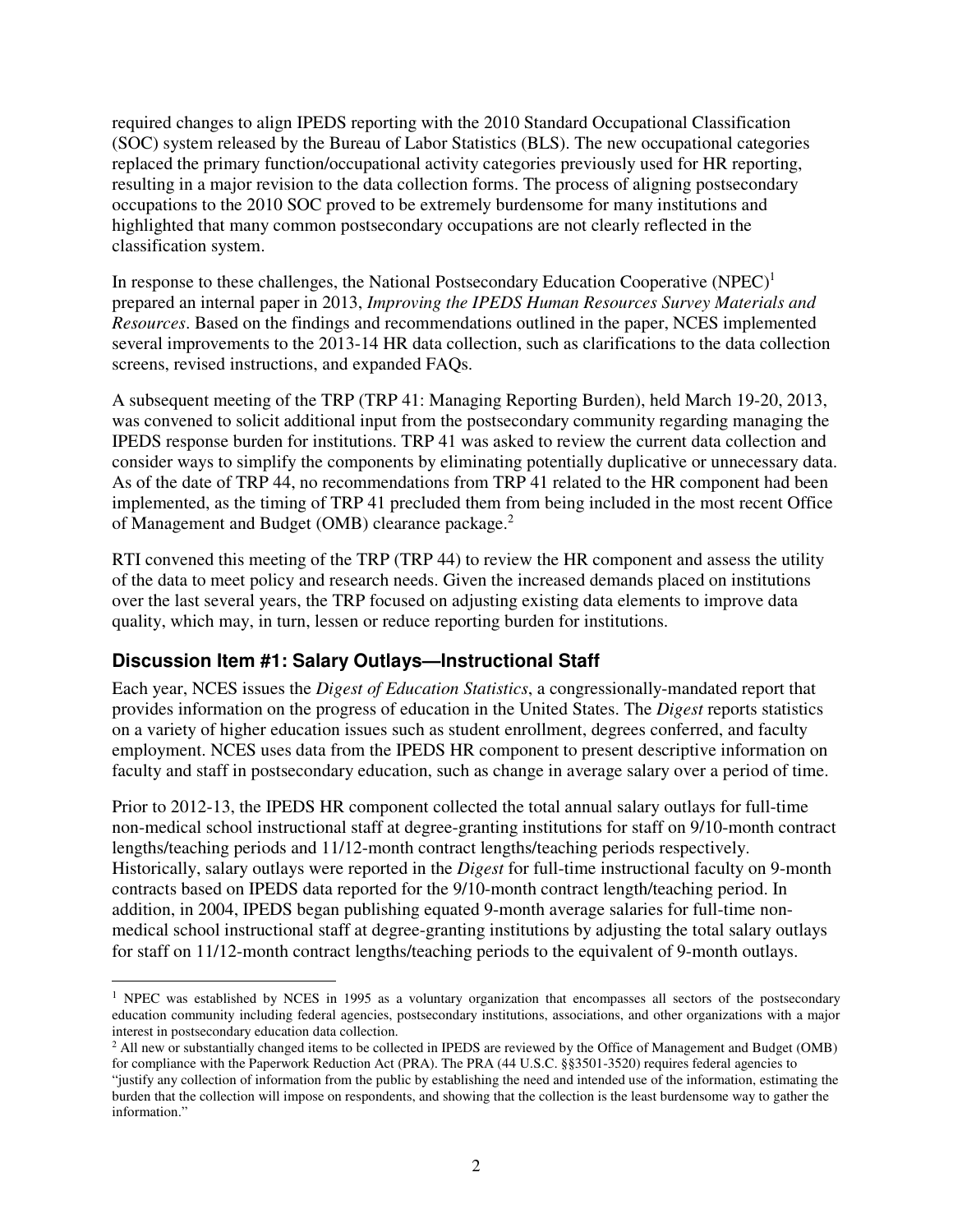required changes to align IPEDS reporting with the 2010 Standard Occupational Classification (SOC) system released by the Bureau of Labor Statistics (BLS). The new occupational categories replaced the primary function/occupational activity categories previously used for HR reporting, resulting in a major revision to the data collection forms. The process of aligning postsecondary occupations to the 2010 SOC proved to be extremely burdensome for many institutions and highlighted that many common postsecondary occupations are not clearly reflected in the classification system.

In response to these challenges, the National Postsecondary Education Cooperative (NPEC)[1] prepared an internal paper in 2013, *Improving the IPEDS Human Resources Survey Materials and Resources*. Based on the findings and recommendations outlined in the paper, NCES implemented several improvements to the 2013-14 HR data collection, such as clarifications to the data collection screens, revised instructions, and expanded FAQs.

A subsequent meeting of the TRP (TRP 41: Managing Reporting Burden), held March 19-20, 2013, was convened to solicit additional input from the postsecondary community regarding managing the IPEDS response burden for institutions. TRP 41 was asked to review the current data collection and consider ways to simplify the components by eliminating potentially duplicative or unnecessary data. As of the date of TRP 44, no recommendations from TRP 41 related to the HR component had been implemented, as the timing of TRP 41 precluded them from being included in the most recent Office of Management and Budget (OMB) clearance package.[2]

RTI convened this meeting of the TRP (TRP 44) to review the HR component and assess the utility of the data to meet policy and research needs. Given the increased demands placed on institutions over the last several years, the TRP focused on adjusting existing data elements to improve data quality, which may, in turn, lessen or reduce reporting burden for institutions.

### Discussion Item #1: Salary Outlays—Instructional Staff

Each year, NCES issues the *Digest of Education Statistics*, a congressionally-mandated report that provides information on the progress of education in the United States. The *Digest* reports statistics on a variety of higher education issues such as student enrollment, degrees conferred, and faculty employment. NCES uses data from the IPEDS HR component to present descriptive information on faculty and staff in postsecondary education, such as change in average salary over a period of time.

Prior to 2012-13, the IPEDS HR component collected the total annual salary outlays for full-time non-medical school instructional staff at degree-granting institutions for staff on 9/10-month contract lengths/teaching periods and 11/12-month contract lengths/teaching periods respectively. Historically, salary outlays were reported in the *Digest* for full-time instructional faculty on 9-month contracts based on IPEDS data reported for the 9/10-month contract length/teaching period. In addition, in 2004, IPEDS began publishing equated 9-month average salaries for full-time non-medical school instructional staff at degree-granting institutions by adjusting the total salary outlays for staff on 11/12-month contract lengths/teaching periods to the equivalent of 9-month outlays.

---

[1] NPEC was established by NCES in 1995 as a voluntary organization that encompasses all sectors of the postsecondary education community including federal agencies, postsecondary institutions, associations, and other organizations with a major interest in postsecondary education data collection.

[2] All new or substantially changed items to be collected in IPEDS are reviewed by the Office of Management and Budget (OMB) for compliance with the Paperwork Reduction Act (PRA). The PRA (44 U.S.C. §§3501-3520) requires federal agencies to "justify any collection of information from the public by establishing the need and intended use of the information, estimating the burden that the collection will impose on respondents, and showing that the collection is the least burdensome way to gather the information."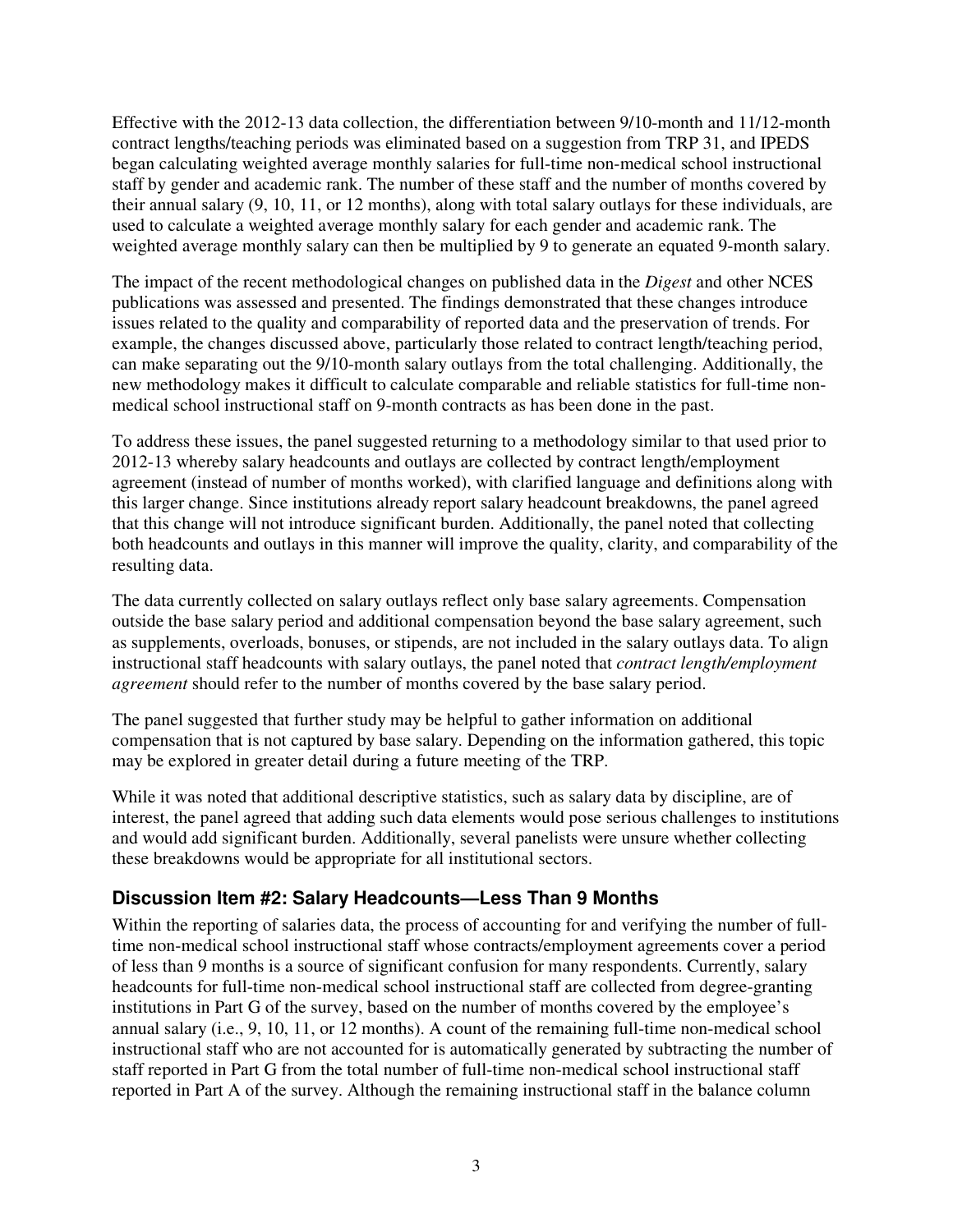Effective with the 2012-13 data collection, the differentiation between 9/10-month and 11/12-month contract lengths/teaching periods was eliminated based on a suggestion from TRP 31, and IPEDS began calculating weighted average monthly salaries for full-time non-medical school instructional staff by gender and academic rank. The number of these staff and the number of months covered by their annual salary (9, 10, 11, or 12 months), along with total salary outlays for these individuals, are used to calculate a weighted average monthly salary for each gender and academic rank. The weighted average monthly salary can then be multiplied by 9 to generate an equated 9-month salary.

The impact of the recent methodological changes on published data in the *Digest* and other NCES publications was assessed and presented. The findings demonstrated that these changes introduce issues related to the quality and comparability of reported data and the preservation of trends. For example, the changes discussed above, particularly those related to contract length/teaching period, can make separating out the 9/10-month salary outlays from the total challenging. Additionally, the new methodology makes it difficult to calculate comparable and reliable statistics for full-time non-medical school instructional staff on 9-month contracts as has been done in the past.

To address these issues, the panel suggested returning to a methodology similar to that used prior to 2012-13 whereby salary headcounts and outlays are collected by contract length/employment agreement (instead of number of months worked), with clarified language and definitions along with this larger change. Since institutions already report salary headcount breakdowns, the panel agreed that this change will not introduce significant burden. Additionally, the panel noted that collecting both headcounts and outlays in this manner will improve the quality, clarity, and comparability of the resulting data.

The data currently collected on salary outlays reflect only base salary agreements. Compensation outside the base salary period and additional compensation beyond the base salary agreement, such as supplements, overloads, bonuses, or stipends, are not included in the salary outlays data. To align instructional staff headcounts with salary outlays, the panel noted that *contract length/employment agreement* should refer to the number of months covered by the base salary period.

The panel suggested that further study may be helpful to gather information on additional compensation that is not captured by base salary. Depending on the information gathered, this topic may be explored in greater detail during a future meeting of the TRP.

While it was noted that additional descriptive statistics, such as salary data by discipline, are of interest, the panel agreed that adding such data elements would pose serious challenges to institutions and would add significant burden. Additionally, several panelists were unsure whether collecting these breakdowns would be appropriate for all institutional sectors.

### Discussion Item #2: Salary Headcounts—Less Than 9 Months

Within the reporting of salaries data, the process of accounting for and verifying the number of full-time non-medical school instructional staff whose contracts/employment agreements cover a period of less than 9 months is a source of significant confusion for many respondents. Currently, salary headcounts for full-time non-medical school instructional staff are collected from degree-granting institutions in Part G of the survey, based on the number of months covered by the employee's annual salary (i.e., 9, 10, 11, or 12 months). A count of the remaining full-time non-medical school instructional staff who are not accounted for is automatically generated by subtracting the number of staff reported in Part G from the total number of full-time non-medical school instructional staff reported in Part A of the survey. Although the remaining instructional staff in the balance column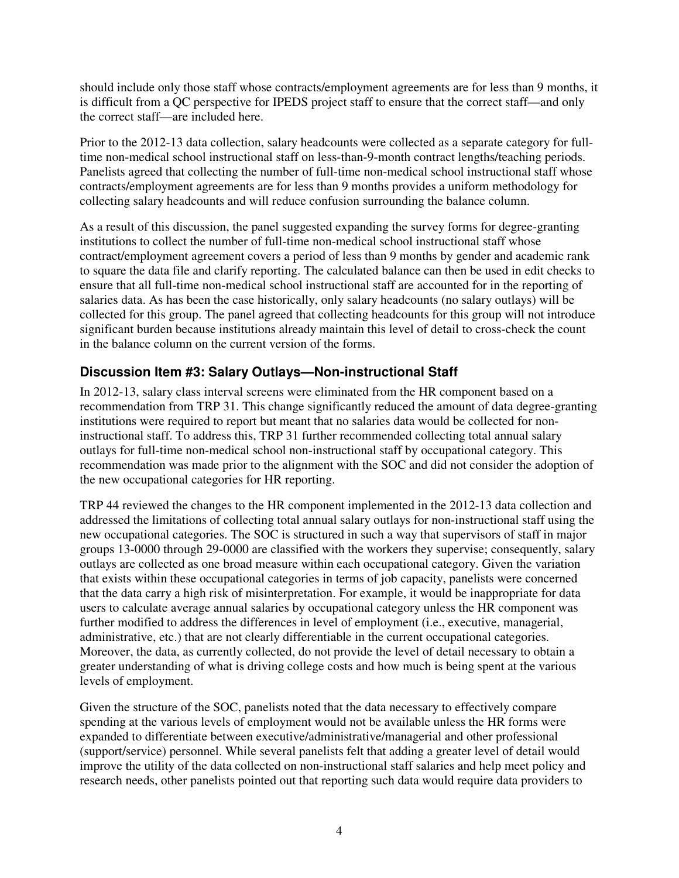should include only those staff whose contracts/employment agreements are for less than 9 months, it is difficult from a QC perspective for IPEDS project staff to ensure that the correct staff—and only the correct staff—are included here.

Prior to the 2012-13 data collection, salary headcounts were collected as a separate category for full-time non-medical school instructional staff on less-than-9-month contract lengths/teaching periods. Panelists agreed that collecting the number of full-time non-medical school instructional staff whose contracts/employment agreements are for less than 9 months provides a uniform methodology for collecting salary headcounts and will reduce confusion surrounding the balance column.

As a result of this discussion, the panel suggested expanding the survey forms for degree-granting institutions to collect the number of full-time non-medical school instructional staff whose contract/employment agreement covers a period of less than 9 months by gender and academic rank to square the data file and clarify reporting. The calculated balance can then be used in edit checks to ensure that all full-time non-medical school instructional staff are accounted for in the reporting of salaries data. As has been the case historically, only salary headcounts (no salary outlays) will be collected for this group. The panel agreed that collecting headcounts for this group will not introduce significant burden because institutions already maintain this level of detail to cross-check the count in the balance column on the current version of the forms.

## Discussion Item #3: Salary Outlays—Non-instructional Staff

In 2012-13, salary class interval screens were eliminated from the HR component based on a recommendation from TRP 31. This change significantly reduced the amount of data degree-granting institutions were required to report but meant that no salaries data would be collected for non-instructional staff. To address this, TRP 31 further recommended collecting total annual salary outlays for full-time non-medical school non-instructional staff by occupational category. This recommendation was made prior to the alignment with the SOC and did not consider the adoption of the new occupational categories for HR reporting.

TRP 44 reviewed the changes to the HR component implemented in the 2012-13 data collection and addressed the limitations of collecting total annual salary outlays for non-instructional staff using the new occupational categories. The SOC is structured in such a way that supervisors of staff in major groups 13-0000 through 29-0000 are classified with the workers they supervise; consequently, salary outlays are collected as one broad measure within each occupational category. Given the variation that exists within these occupational categories in terms of job capacity, panelists were concerned that the data carry a high risk of misinterpretation. For example, it would be inappropriate for data users to calculate average annual salaries by occupational category unless the HR component was further modified to address the differences in level of employment (i.e., executive, managerial, administrative, etc.) that are not clearly differentiable in the current occupational categories. Moreover, the data, as currently collected, do not provide the level of detail necessary to obtain a greater understanding of what is driving college costs and how much is being spent at the various levels of employment.

Given the structure of the SOC, panelists noted that the data necessary to effectively compare spending at the various levels of employment would not be available unless the HR forms were expanded to differentiate between executive/administrative/managerial and other professional (support/service) personnel. While several panelists felt that adding a greater level of detail would improve the utility of the data collected on non-instructional staff salaries and help meet policy and research needs, other panelists pointed out that reporting such data would require data providers to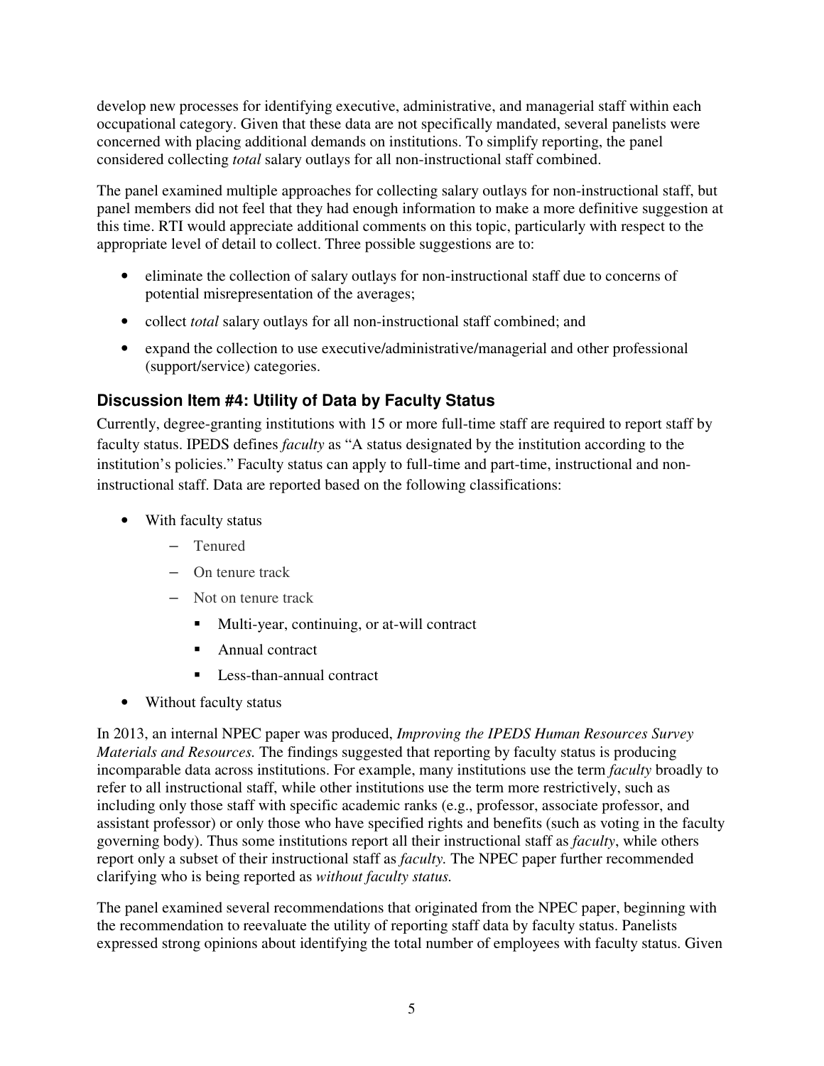develop new processes for identifying executive, administrative, and managerial staff within each occupational category. Given that these data are not specifically mandated, several panelists were concerned with placing additional demands on institutions. To simplify reporting, the panel considered collecting *total* salary outlays for all non-instructional staff combined.

The panel examined multiple approaches for collecting salary outlays for non-instructional staff, but panel members did not feel that they had enough information to make a more definitive suggestion at this time. RTI would appreciate additional comments on this topic, particularly with respect to the appropriate level of detail to collect. Three possible suggestions are to:

- eliminate the collection of salary outlays for non-instructional staff due to concerns of potential misrepresentation of the averages;
- collect *total* salary outlays for all non-instructional staff combined; and
- expand the collection to use executive/administrative/managerial and other professional (support/service) categories.

### Discussion Item #4: Utility of Data by Faculty Status

Currently, degree-granting institutions with 15 or more full-time staff are required to report staff by faculty status. IPEDS defines *faculty* as "A status designated by the institution according to the institution's policies." Faculty status can apply to full-time and part-time, instructional and non-instructional staff. Data are reported based on the following classifications:

- With faculty status
  - Tenured
  - On tenure track
  - Not on tenure track
    - Multi-year, continuing, or at-will contract
    - Annual contract
    - Less-than-annual contract
- Without faculty status

In 2013, an internal NPEC paper was produced, *Improving the IPEDS Human Resources Survey Materials and Resources.* The findings suggested that reporting by faculty status is producing incomparable data across institutions. For example, many institutions use the term *faculty* broadly to refer to all instructional staff, while other institutions use the term more restrictively, such as including only those staff with specific academic ranks (e.g., professor, associate professor, and assistant professor) or only those who have specified rights and benefits (such as voting in the faculty governing body). Thus some institutions report all their instructional staff as *faculty*, while others report only a subset of their instructional staff as *faculty.* The NPEC paper further recommended clarifying who is being reported as *without faculty status.*

The panel examined several recommendations that originated from the NPEC paper, beginning with the recommendation to reevaluate the utility of reporting staff data by faculty status. Panelists expressed strong opinions about identifying the total number of employees with faculty status. Given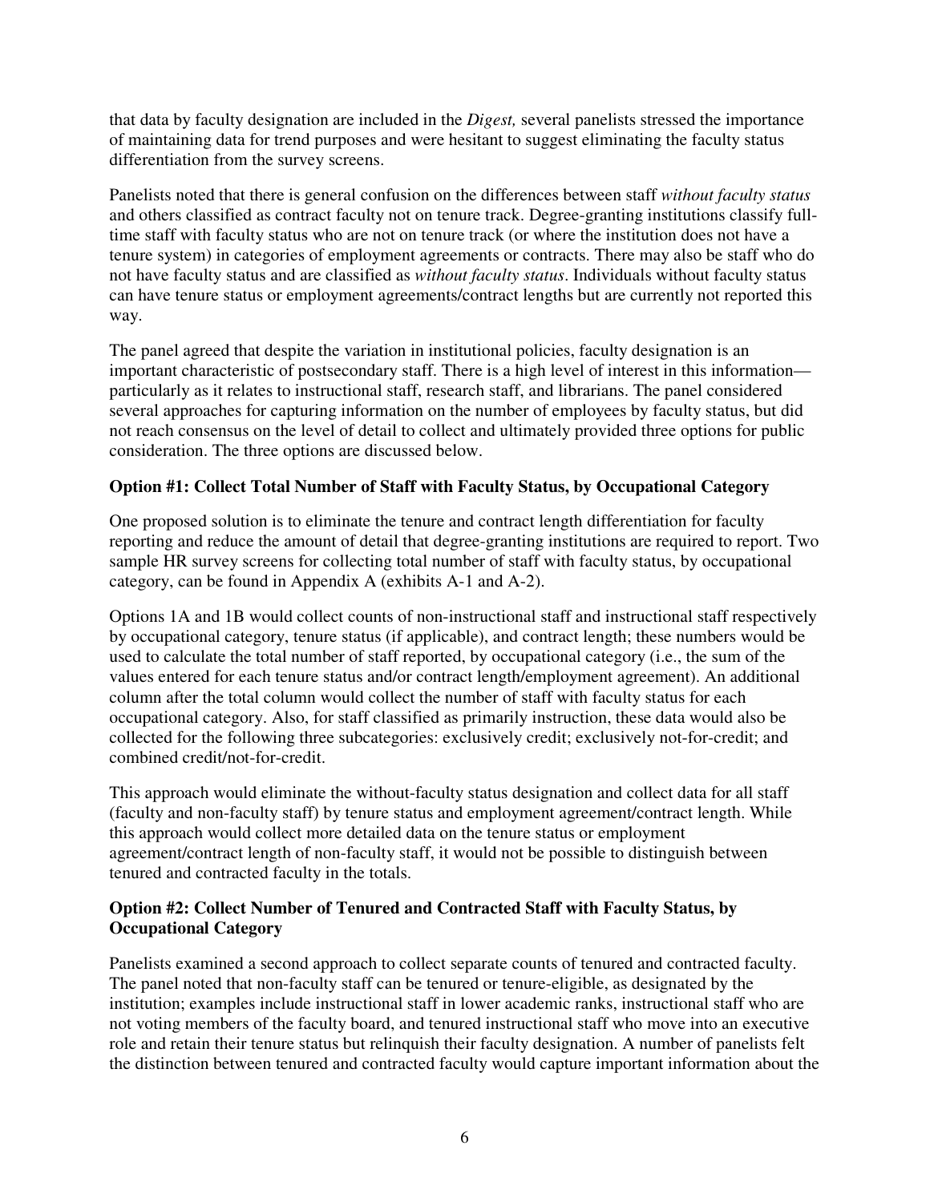that data by faculty designation are included in the *Digest,* several panelists stressed the importance of maintaining data for trend purposes and were hesitant to suggest eliminating the faculty status differentiation from the survey screens.

Panelists noted that there is general confusion on the differences between staff *without faculty status* and others classified as contract faculty not on tenure track. Degree-granting institutions classify full-time staff with faculty status who are not on tenure track (or where the institution does not have a tenure system) in categories of employment agreements or contracts. There may also be staff who do not have faculty status and are classified as *without faculty status*. Individuals without faculty status can have tenure status or employment agreements/contract lengths but are currently not reported this way.

The panel agreed that despite the variation in institutional policies, faculty designation is an important characteristic of postsecondary staff. There is a high level of interest in this information—particularly as it relates to instructional staff, research staff, and librarians. The panel considered several approaches for capturing information on the number of employees by faculty status, but did not reach consensus on the level of detail to collect and ultimately provided three options for public consideration. The three options are discussed below.

**Option #1: Collect Total Number of Staff with Faculty Status, by Occupational Category**

One proposed solution is to eliminate the tenure and contract length differentiation for faculty reporting and reduce the amount of detail that degree-granting institutions are required to report. Two sample HR survey screens for collecting total number of staff with faculty status, by occupational category, can be found in Appendix A (exhibits A-1 and A-2).

Options 1A and 1B would collect counts of non-instructional staff and instructional staff respectively by occupational category, tenure status (if applicable), and contract length; these numbers would be used to calculate the total number of staff reported, by occupational category (i.e., the sum of the values entered for each tenure status and/or contract length/employment agreement). An additional column after the total column would collect the number of staff with faculty status for each occupational category. Also, for staff classified as primarily instruction, these data would also be collected for the following three subcategories: exclusively credit; exclusively not-for-credit; and combined credit/not-for-credit.

This approach would eliminate the without-faculty status designation and collect data for all staff (faculty and non-faculty staff) by tenure status and employment agreement/contract length. While this approach would collect more detailed data on the tenure status or employment agreement/contract length of non-faculty staff, it would not be possible to distinguish between tenured and contracted faculty in the totals.

**Option #2: Collect Number of Tenured and Contracted Staff with Faculty Status, by Occupational Category**

Panelists examined a second approach to collect separate counts of tenured and contracted faculty. The panel noted that non-faculty staff can be tenured or tenure-eligible, as designated by the institution; examples include instructional staff in lower academic ranks, instructional staff who are not voting members of the faculty board, and tenured instructional staff who move into an executive role and retain their tenure status but relinquish their faculty designation. A number of panelists felt the distinction between tenured and contracted faculty would capture important information about the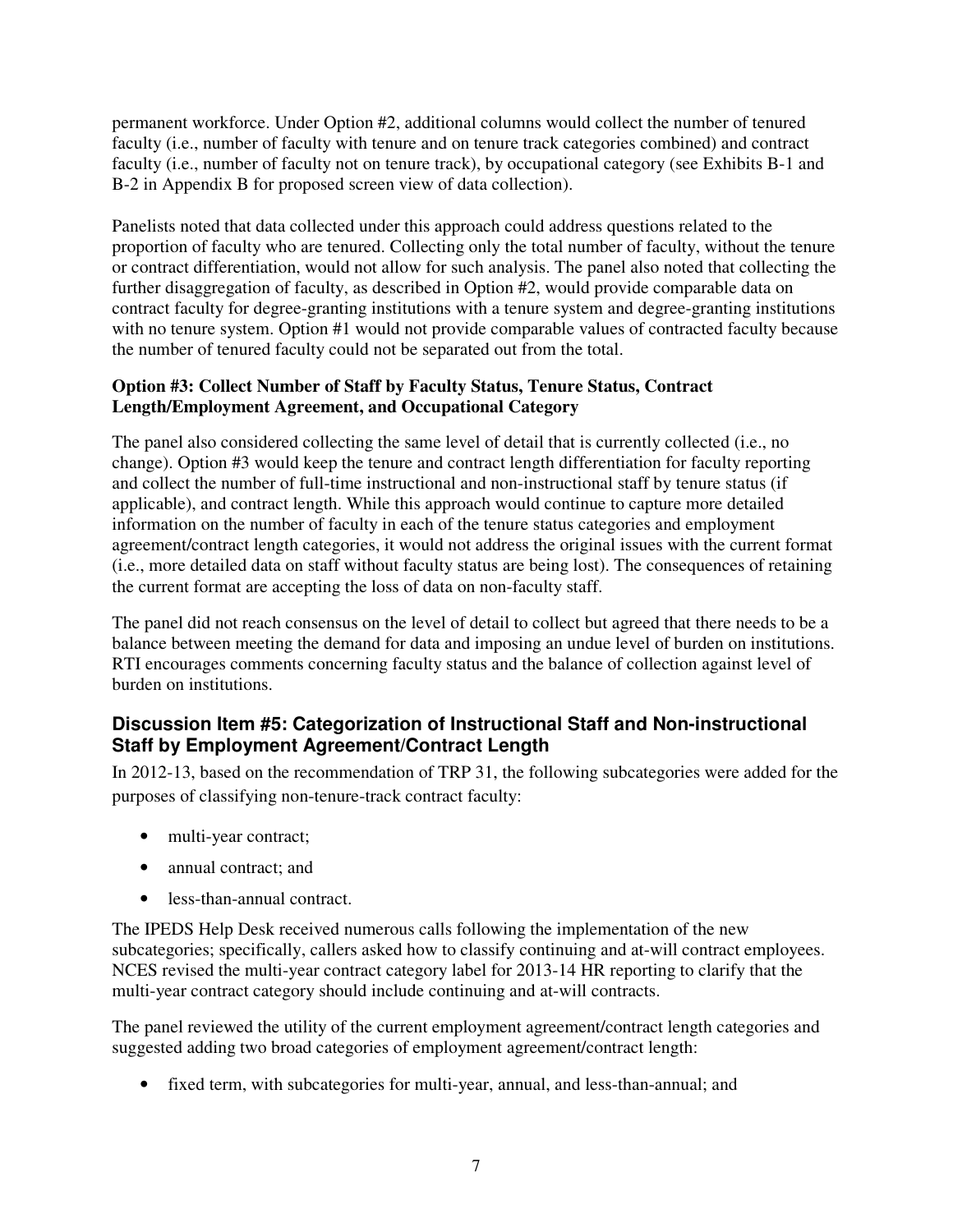permanent workforce. Under Option #2, additional columns would collect the number of tenured faculty (i.e., number of faculty with tenure and on tenure track categories combined) and contract faculty (i.e., number of faculty not on tenure track), by occupational category (see Exhibits B-1 and B-2 in Appendix B for proposed screen view of data collection).

Panelists noted that data collected under this approach could address questions related to the proportion of faculty who are tenured. Collecting only the total number of faculty, without the tenure or contract differentiation, would not allow for such analysis. The panel also noted that collecting the further disaggregation of faculty, as described in Option #2, would provide comparable data on contract faculty for degree-granting institutions with a tenure system and degree-granting institutions with no tenure system. Option #1 would not provide comparable values of contracted faculty because the number of tenured faculty could not be separated out from the total.

**Option #3: Collect Number of Staff by Faculty Status, Tenure Status, Contract Length/Employment Agreement, and Occupational Category**

The panel also considered collecting the same level of detail that is currently collected (i.e., no change). Option #3 would keep the tenure and contract length differentiation for faculty reporting and collect the number of full-time instructional and non-instructional staff by tenure status (if applicable), and contract length. While this approach would continue to capture more detailed information on the number of faculty in each of the tenure status categories and employment agreement/contract length categories, it would not address the original issues with the current format (i.e., more detailed data on staff without faculty status are being lost). The consequences of retaining the current format are accepting the loss of data on non-faculty staff.

The panel did not reach consensus on the level of detail to collect but agreed that there needs to be a balance between meeting the demand for data and imposing an undue level of burden on institutions. RTI encourages comments concerning faculty status and the balance of collection against level of burden on institutions.

### Discussion Item #5: Categorization of Instructional Staff and Non-instructional Staff by Employment Agreement/Contract Length

In 2012-13, based on the recommendation of TRP 31, the following subcategories were added for the purposes of classifying non-tenure-track contract faculty:

- multi-year contract;
- annual contract; and
- less-than-annual contract.

The IPEDS Help Desk received numerous calls following the implementation of the new subcategories; specifically, callers asked how to classify continuing and at-will contract employees. NCES revised the multi-year contract category label for 2013-14 HR reporting to clarify that the multi-year contract category should include continuing and at-will contracts.

The panel reviewed the utility of the current employment agreement/contract length categories and suggested adding two broad categories of employment agreement/contract length:

- fixed term, with subcategories for multi-year, annual, and less-than-annual; and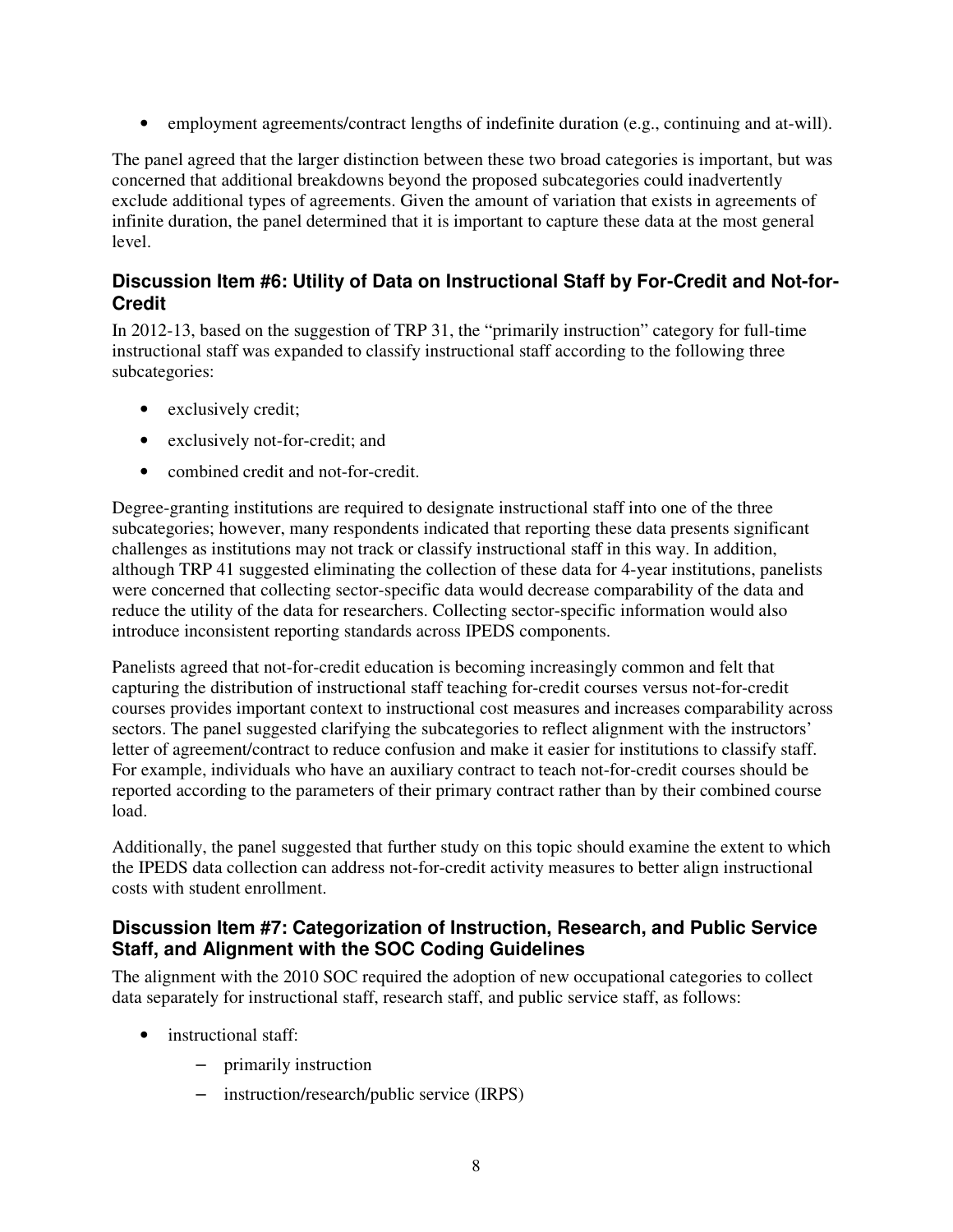- employment agreements/contract lengths of indefinite duration (e.g., continuing and at-will).

The panel agreed that the larger distinction between these two broad categories is important, but was concerned that additional breakdowns beyond the proposed subcategories could inadvertently exclude additional types of agreements. Given the amount of variation that exists in agreements of infinite duration, the panel determined that it is important to capture these data at the most general level.

### Discussion Item #6: Utility of Data on Instructional Staff by For-Credit and Not-for-Credit

In 2012-13, based on the suggestion of TRP 31, the "primarily instruction" category for full-time instructional staff was expanded to classify instructional staff according to the following three subcategories:

- exclusively credit;
- exclusively not-for-credit; and
- combined credit and not-for-credit.

Degree-granting institutions are required to designate instructional staff into one of the three subcategories; however, many respondents indicated that reporting these data presents significant challenges as institutions may not track or classify instructional staff in this way. In addition, although TRP 41 suggested eliminating the collection of these data for 4-year institutions, panelists were concerned that collecting sector-specific data would decrease comparability of the data and reduce the utility of the data for researchers. Collecting sector-specific information would also introduce inconsistent reporting standards across IPEDS components.

Panelists agreed that not-for-credit education is becoming increasingly common and felt that capturing the distribution of instructional staff teaching for-credit courses versus not-for-credit courses provides important context to instructional cost measures and increases comparability across sectors. The panel suggested clarifying the subcategories to reflect alignment with the instructors' letter of agreement/contract to reduce confusion and make it easier for institutions to classify staff. For example, individuals who have an auxiliary contract to teach not-for-credit courses should be reported according to the parameters of their primary contract rather than by their combined course load.

Additionally, the panel suggested that further study on this topic should examine the extent to which the IPEDS data collection can address not-for-credit activity measures to better align instructional costs with student enrollment.

### Discussion Item #7: Categorization of Instruction, Research, and Public Service Staff, and Alignment with the SOC Coding Guidelines

The alignment with the 2010 SOC required the adoption of new occupational categories to collect data separately for instructional staff, research staff, and public service staff, as follows:

- instructional staff:
  - primarily instruction
  - instruction/research/public service (IRPS)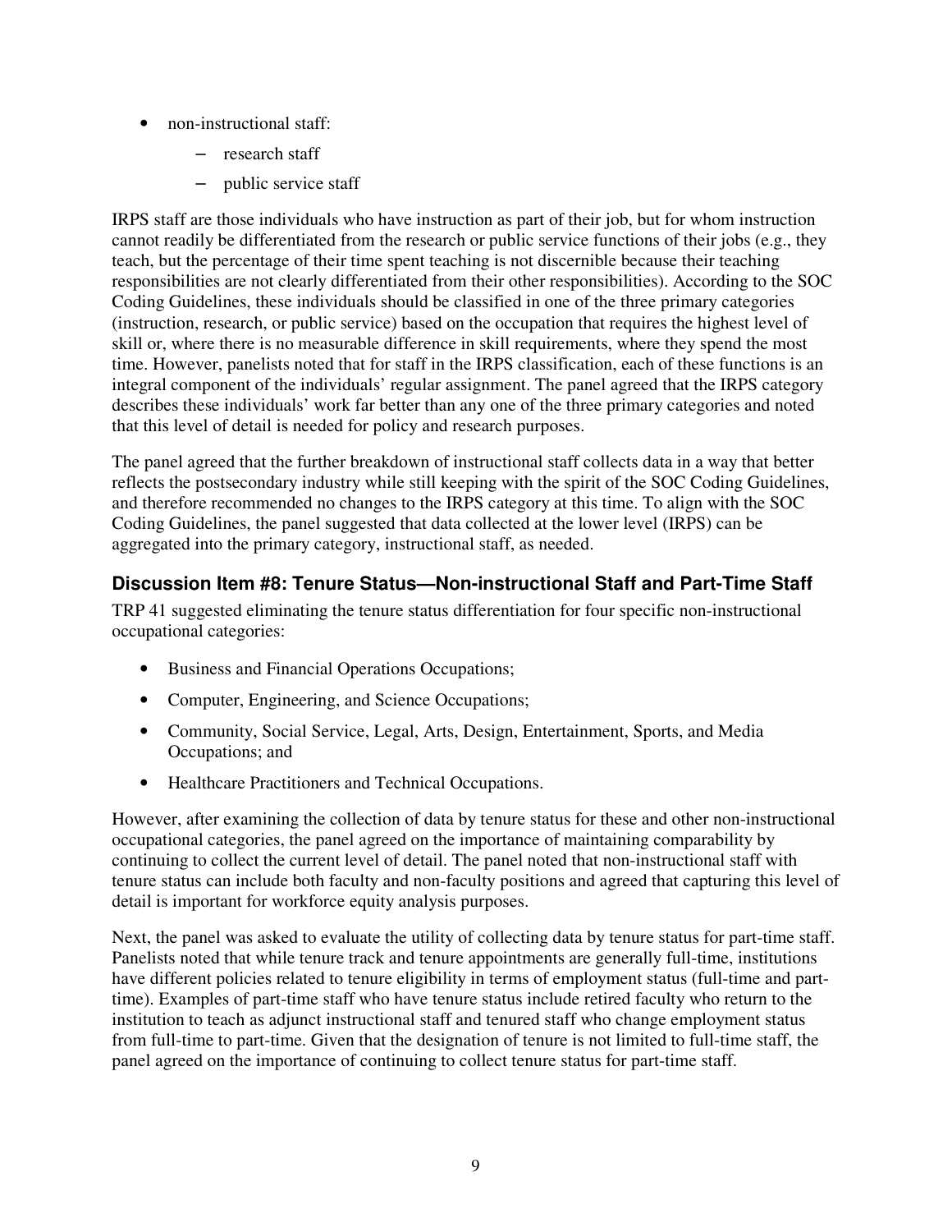- non-instructional staff:
  - research staff
  - public service staff

IRPS staff are those individuals who have instruction as part of their job, but for whom instruction cannot readily be differentiated from the research or public service functions of their jobs (e.g., they teach, but the percentage of their time spent teaching is not discernible because their teaching responsibilities are not clearly differentiated from their other responsibilities). According to the SOC Coding Guidelines, these individuals should be classified in one of the three primary categories (instruction, research, or public service) based on the occupation that requires the highest level of skill or, where there is no measurable difference in skill requirements, where they spend the most time. However, panelists noted that for staff in the IRPS classification, each of these functions is an integral component of the individuals' regular assignment. The panel agreed that the IRPS category describes these individuals' work far better than any one of the three primary categories and noted that this level of detail is needed for policy and research purposes.

The panel agreed that the further breakdown of instructional staff collects data in a way that better reflects the postsecondary industry while still keeping with the spirit of the SOC Coding Guidelines, and therefore recommended no changes to the IRPS category at this time. To align with the SOC Coding Guidelines, the panel suggested that data collected at the lower level (IRPS) can be aggregated into the primary category, instructional staff, as needed.

### Discussion Item #8: Tenure Status—Non-instructional Staff and Part-Time Staff

TRP 41 suggested eliminating the tenure status differentiation for four specific non-instructional occupational categories:

- Business and Financial Operations Occupations;
- Computer, Engineering, and Science Occupations;
- Community, Social Service, Legal, Arts, Design, Entertainment, Sports, and Media Occupations; and
- Healthcare Practitioners and Technical Occupations.

However, after examining the collection of data by tenure status for these and other non-instructional occupational categories, the panel agreed on the importance of maintaining comparability by continuing to collect the current level of detail. The panel noted that non-instructional staff with tenure status can include both faculty and non-faculty positions and agreed that capturing this level of detail is important for workforce equity analysis purposes.

Next, the panel was asked to evaluate the utility of collecting data by tenure status for part-time staff. Panelists noted that while tenure track and tenure appointments are generally full-time, institutions have different policies related to tenure eligibility in terms of employment status (full-time and part-time). Examples of part-time staff who have tenure status include retired faculty who return to the institution to teach as adjunct instructional staff and tenured staff who change employment status from full-time to part-time. Given that the designation of tenure is not limited to full-time staff, the panel agreed on the importance of continuing to collect tenure status for part-time staff.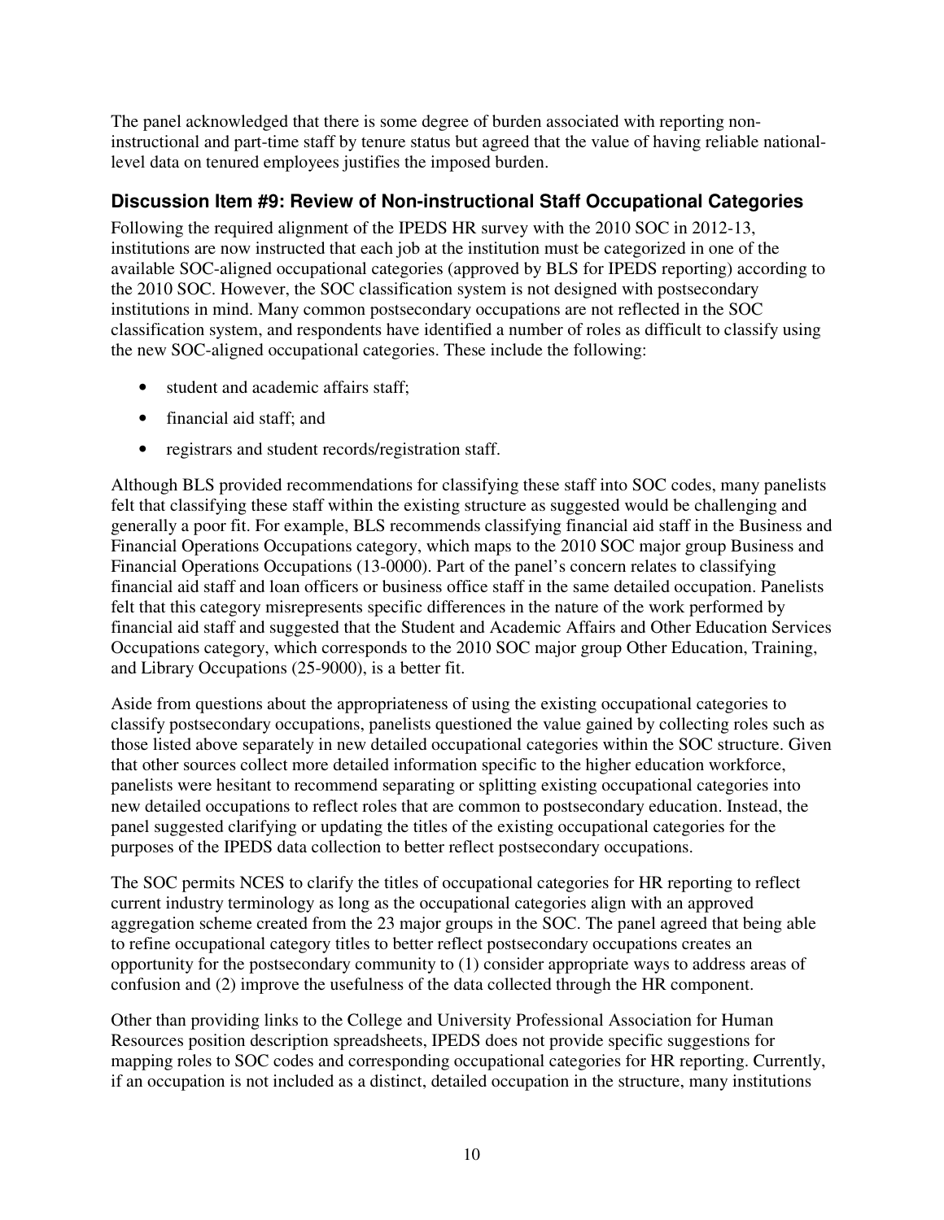The panel acknowledged that there is some degree of burden associated with reporting non-instructional and part-time staff by tenure status but agreed that the value of having reliable national-level data on tenured employees justifies the imposed burden.

### Discussion Item #9: Review of Non-instructional Staff Occupational Categories

Following the required alignment of the IPEDS HR survey with the 2010 SOC in 2012-13, institutions are now instructed that each job at the institution must be categorized in one of the available SOC-aligned occupational categories (approved by BLS for IPEDS reporting) according to the 2010 SOC. However, the SOC classification system is not designed with postsecondary institutions in mind. Many common postsecondary occupations are not reflected in the SOC classification system, and respondents have identified a number of roles as difficult to classify using the new SOC-aligned occupational categories. These include the following:

- student and academic affairs staff;
- financial aid staff; and
- registrars and student records/registration staff.

Although BLS provided recommendations for classifying these staff into SOC codes, many panelists felt that classifying these staff within the existing structure as suggested would be challenging and generally a poor fit. For example, BLS recommends classifying financial aid staff in the Business and Financial Operations Occupations category, which maps to the 2010 SOC major group Business and Financial Operations Occupations (13-0000). Part of the panel's concern relates to classifying financial aid staff and loan officers or business office staff in the same detailed occupation. Panelists felt that this category misrepresents specific differences in the nature of the work performed by financial aid staff and suggested that the Student and Academic Affairs and Other Education Services Occupations category, which corresponds to the 2010 SOC major group Other Education, Training, and Library Occupations (25-9000), is a better fit.

Aside from questions about the appropriateness of using the existing occupational categories to classify postsecondary occupations, panelists questioned the value gained by collecting roles such as those listed above separately in new detailed occupational categories within the SOC structure. Given that other sources collect more detailed information specific to the higher education workforce, panelists were hesitant to recommend separating or splitting existing occupational categories into new detailed occupations to reflect roles that are common to postsecondary education. Instead, the panel suggested clarifying or updating the titles of the existing occupational categories for the purposes of the IPEDS data collection to better reflect postsecondary occupations.

The SOC permits NCES to clarify the titles of occupational categories for HR reporting to reflect current industry terminology as long as the occupational categories align with an approved aggregation scheme created from the 23 major groups in the SOC. The panel agreed that being able to refine occupational category titles to better reflect postsecondary occupations creates an opportunity for the postsecondary community to (1) consider appropriate ways to address areas of confusion and (2) improve the usefulness of the data collected through the HR component.

Other than providing links to the College and University Professional Association for Human Resources position description spreadsheets, IPEDS does not provide specific suggestions for mapping roles to SOC codes and corresponding occupational categories for HR reporting. Currently, if an occupation is not included as a distinct, detailed occupation in the structure, many institutions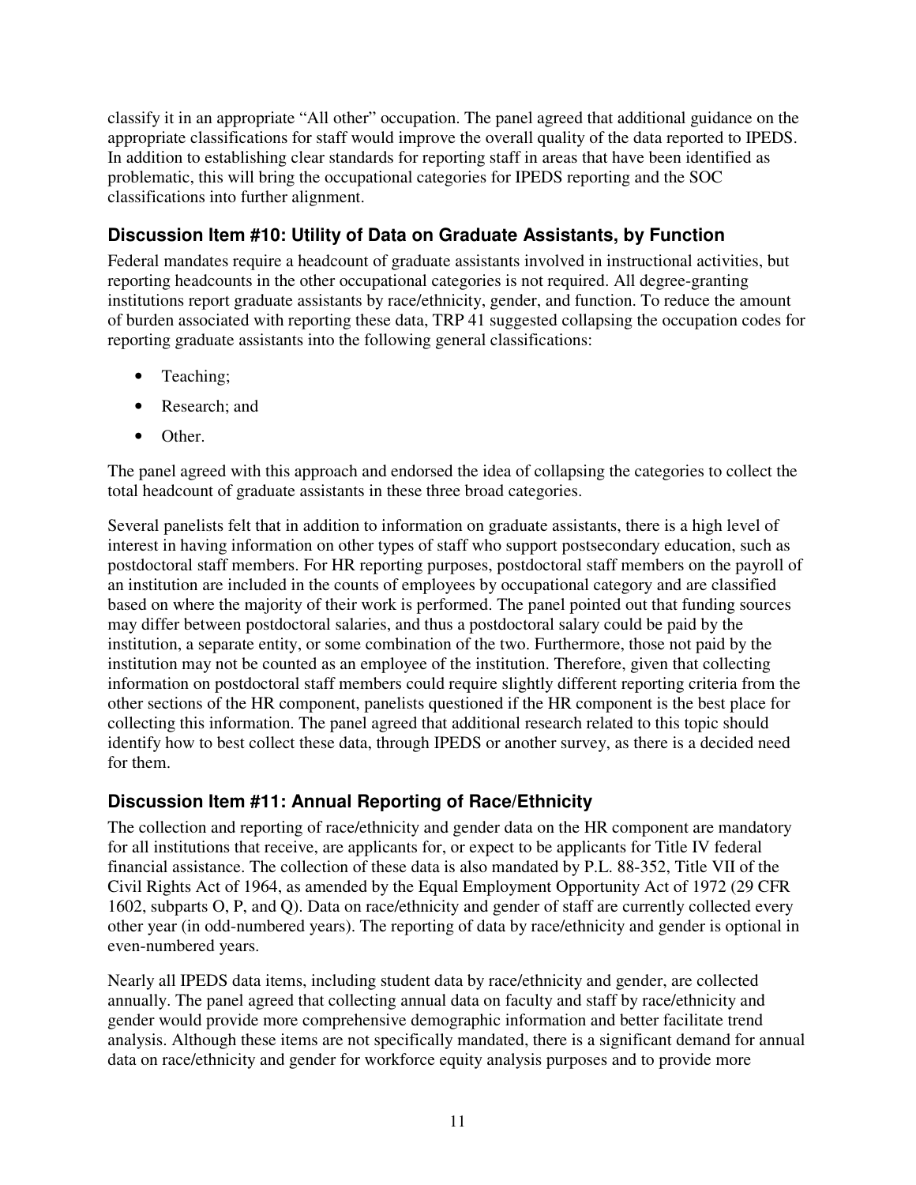classify it in an appropriate “All other” occupation. The panel agreed that additional guidance on the appropriate classifications for staff would improve the overall quality of the data reported to IPEDS. In addition to establishing clear standards for reporting staff in areas that have been identified as problematic, this will bring the occupational categories for IPEDS reporting and the SOC classifications into further alignment.

### Discussion Item #10: Utility of Data on Graduate Assistants, by Function

Federal mandates require a headcount of graduate assistants involved in instructional activities, but reporting headcounts in the other occupational categories is not required. All degree-granting institutions report graduate assistants by race/ethnicity, gender, and function. To reduce the amount of burden associated with reporting these data, TRP 41 suggested collapsing the occupation codes for reporting graduate assistants into the following general classifications:

- Teaching;
- Research; and
- Other.

The panel agreed with this approach and endorsed the idea of collapsing the categories to collect the total headcount of graduate assistants in these three broad categories.

Several panelists felt that in addition to information on graduate assistants, there is a high level of interest in having information on other types of staff who support postsecondary education, such as postdoctoral staff members. For HR reporting purposes, postdoctoral staff members on the payroll of an institution are included in the counts of employees by occupational category and are classified based on where the majority of their work is performed. The panel pointed out that funding sources may differ between postdoctoral salaries, and thus a postdoctoral salary could be paid by the institution, a separate entity, or some combination of the two. Furthermore, those not paid by the institution may not be counted as an employee of the institution. Therefore, given that collecting information on postdoctoral staff members could require slightly different reporting criteria from the other sections of the HR component, panelists questioned if the HR component is the best place for collecting this information. The panel agreed that additional research related to this topic should identify how to best collect these data, through IPEDS or another survey, as there is a decided need for them.

### Discussion Item #11: Annual Reporting of Race/Ethnicity

The collection and reporting of race/ethnicity and gender data on the HR component are mandatory for all institutions that receive, are applicants for, or expect to be applicants for Title IV federal financial assistance. The collection of these data is also mandated by P.L. 88-352, Title VII of the Civil Rights Act of 1964, as amended by the Equal Employment Opportunity Act of 1972 (29 CFR 1602, subparts O, P, and Q). Data on race/ethnicity and gender of staff are currently collected every other year (in odd-numbered years). The reporting of data by race/ethnicity and gender is optional in even-numbered years.

Nearly all IPEDS data items, including student data by race/ethnicity and gender, are collected annually. The panel agreed that collecting annual data on faculty and staff by race/ethnicity and gender would provide more comprehensive demographic information and better facilitate trend analysis. Although these items are not specifically mandated, there is a significant demand for annual data on race/ethnicity and gender for workforce equity analysis purposes and to provide more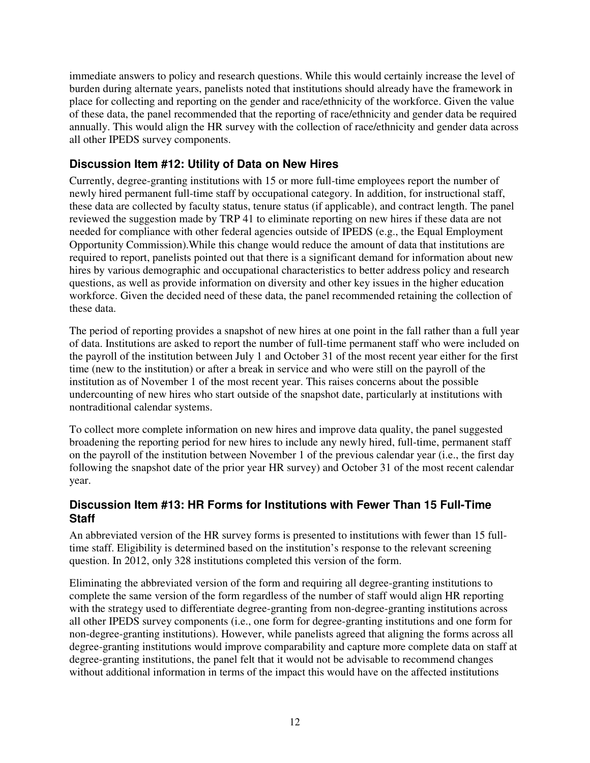immediate answers to policy and research questions. While this would certainly increase the level of burden during alternate years, panelists noted that institutions should already have the framework in place for collecting and reporting on the gender and race/ethnicity of the workforce. Given the value of these data, the panel recommended that the reporting of race/ethnicity and gender data be required annually. This would align the HR survey with the collection of race/ethnicity and gender data across all other IPEDS survey components.

### Discussion Item #12: Utility of Data on New Hires

Currently, degree-granting institutions with 15 or more full-time employees report the number of newly hired permanent full-time staff by occupational category. In addition, for instructional staff, these data are collected by faculty status, tenure status (if applicable), and contract length. The panel reviewed the suggestion made by TRP 41 to eliminate reporting on new hires if these data are not needed for compliance with other federal agencies outside of IPEDS (e.g., the Equal Employment Opportunity Commission).While this change would reduce the amount of data that institutions are required to report, panelists pointed out that there is a significant demand for information about new hires by various demographic and occupational characteristics to better address policy and research questions, as well as provide information on diversity and other key issues in the higher education workforce. Given the decided need of these data, the panel recommended retaining the collection of these data.

The period of reporting provides a snapshot of new hires at one point in the fall rather than a full year of data. Institutions are asked to report the number of full-time permanent staff who were included on the payroll of the institution between July 1 and October 31 of the most recent year either for the first time (new to the institution) or after a break in service and who were still on the payroll of the institution as of November 1 of the most recent year. This raises concerns about the possible undercounting of new hires who start outside of the snapshot date, particularly at institutions with nontraditional calendar systems.

To collect more complete information on new hires and improve data quality, the panel suggested broadening the reporting period for new hires to include any newly hired, full-time, permanent staff on the payroll of the institution between November 1 of the previous calendar year (i.e., the first day following the snapshot date of the prior year HR survey) and October 31 of the most recent calendar year.

### Discussion Item #13: HR Forms for Institutions with Fewer Than 15 Full-Time Staff

An abbreviated version of the HR survey forms is presented to institutions with fewer than 15 full-time staff. Eligibility is determined based on the institution's response to the relevant screening question. In 2012, only 328 institutions completed this version of the form.

Eliminating the abbreviated version of the form and requiring all degree-granting institutions to complete the same version of the form regardless of the number of staff would align HR reporting with the strategy used to differentiate degree-granting from non-degree-granting institutions across all other IPEDS survey components (i.e., one form for degree-granting institutions and one form for non-degree-granting institutions). However, while panelists agreed that aligning the forms across all degree-granting institutions would improve comparability and capture more complete data on staff at degree-granting institutions, the panel felt that it would not be advisable to recommend changes without additional information in terms of the impact this would have on the affected institutions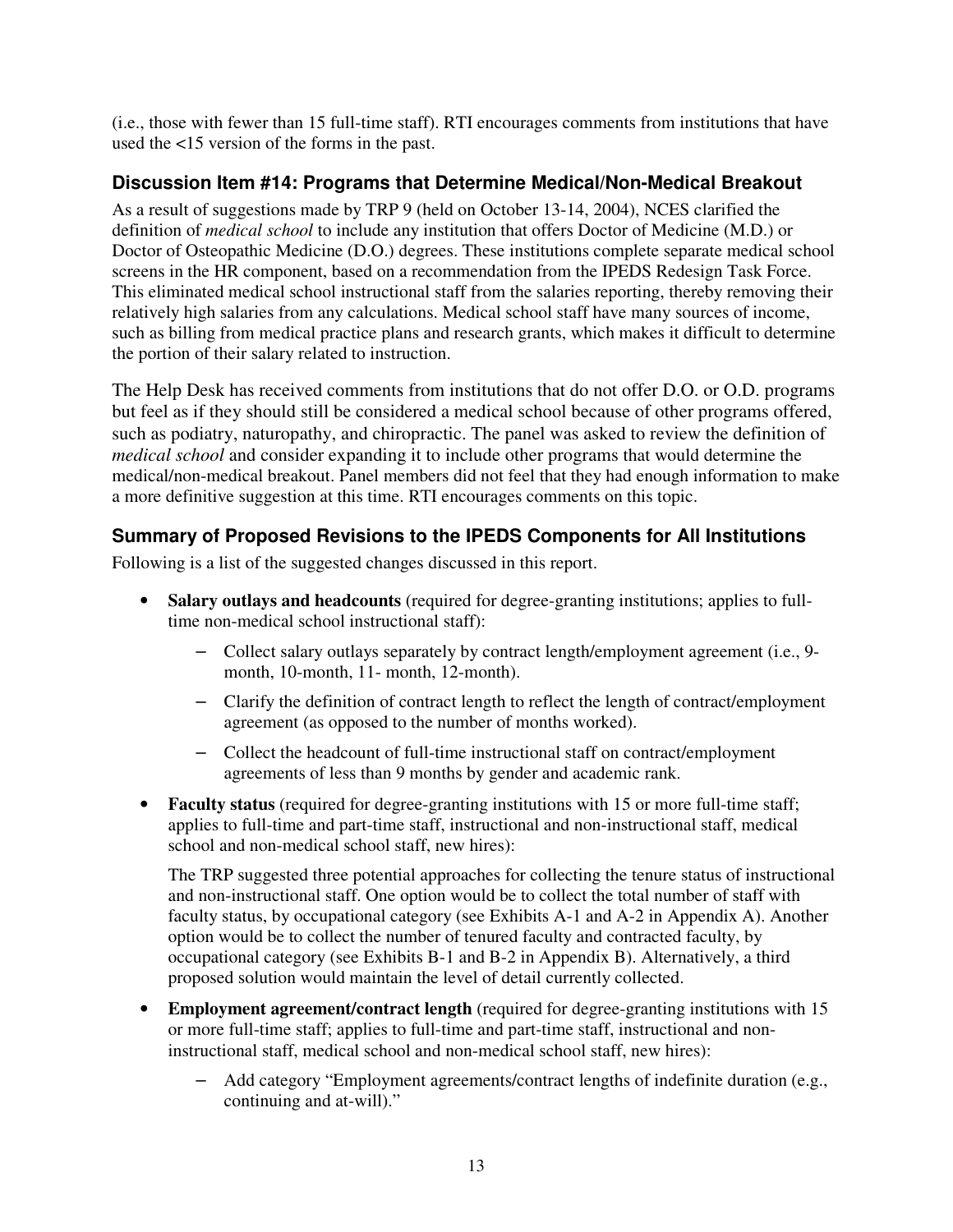(i.e., those with fewer than 15 full-time staff). RTI encourages comments from institutions that have used the <15 version of the forms in the past.

### Discussion Item #14: Programs that Determine Medical/Non-Medical Breakout

As a result of suggestions made by TRP 9 (held on October 13-14, 2004), NCES clarified the definition of *medical school* to include any institution that offers Doctor of Medicine (M.D.) or Doctor of Osteopathic Medicine (D.O.) degrees. These institutions complete separate medical school screens in the HR component, based on a recommendation from the IPEDS Redesign Task Force. This eliminated medical school instructional staff from the salaries reporting, thereby removing their relatively high salaries from any calculations. Medical school staff have many sources of income, such as billing from medical practice plans and research grants, which makes it difficult to determine the portion of their salary related to instruction.

The Help Desk has received comments from institutions that do not offer D.O. or O.D. programs but feel as if they should still be considered a medical school because of other programs offered, such as podiatry, naturopathy, and chiropractic. The panel was asked to review the definition of *medical school* and consider expanding it to include other programs that would determine the medical/non-medical breakout. Panel members did not feel that they had enough information to make a more definitive suggestion at this time. RTI encourages comments on this topic.

### Summary of Proposed Revisions to the IPEDS Components for All Institutions

Following is a list of the suggested changes discussed in this report.

- **Salary outlays and headcounts** (required for degree-granting institutions; applies to full-time non-medical school instructional staff):
  - Collect salary outlays separately by contract length/employment agreement (i.e., 9-month, 10-month, 11- month, 12-month).
  - Clarify the definition of contract length to reflect the length of contract/employment agreement (as opposed to the number of months worked).
  - Collect the headcount of full-time instructional staff on contract/employment agreements of less than 9 months by gender and academic rank.
- **Faculty status** (required for degree-granting institutions with 15 or more full-time staff; applies to full-time and part-time staff, instructional and non-instructional staff, medical school and non-medical school staff, new hires):

  The TRP suggested three potential approaches for collecting the tenure status of instructional and non-instructional staff. One option would be to collect the total number of staff with faculty status, by occupational category (see Exhibits A-1 and A-2 in Appendix A). Another option would be to collect the number of tenured faculty and contracted faculty, by occupational category (see Exhibits B-1 and B-2 in Appendix B). Alternatively, a third proposed solution would maintain the level of detail currently collected.
- **Employment agreement/contract length** (required for degree-granting institutions with 15 or more full-time staff; applies to full-time and part-time staff, instructional and non-instructional staff, medical school and non-medical school staff, new hires):
  - Add category "Employment agreements/contract lengths of indefinite duration (e.g., continuing and at-will)."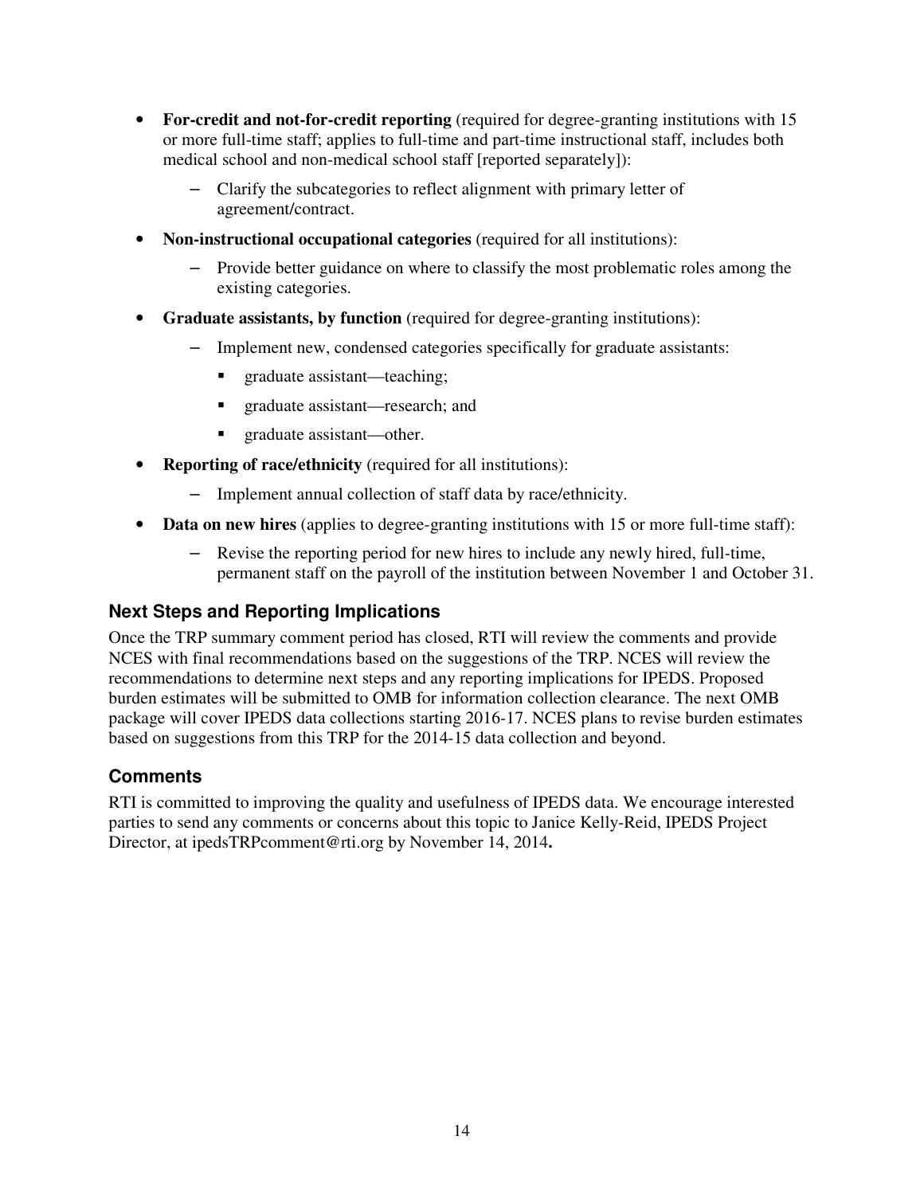- **For-credit and not-for-credit reporting** (required for degree-granting institutions with 15 or more full-time staff; applies to full-time and part-time instructional staff, includes both medical school and non-medical school staff [reported separately]):
  - Clarify the subcategories to reflect alignment with primary letter of agreement/contract.
- **Non-instructional occupational categories** (required for all institutions):
  - Provide better guidance on where to classify the most problematic roles among the existing categories.
- **Graduate assistants, by function** (required for degree-granting institutions):
  - Implement new, condensed categories specifically for graduate assistants:
    - graduate assistant—teaching;
    - graduate assistant—research; and
    - graduate assistant—other.
- **Reporting of race/ethnicity** (required for all institutions):
  - Implement annual collection of staff data by race/ethnicity.
- **Data on new hires** (applies to degree-granting institutions with 15 or more full-time staff):
  - Revise the reporting period for new hires to include any newly hired, full-time, permanent staff on the payroll of the institution between November 1 and October 31.

## Next Steps and Reporting Implications

Once the TRP summary comment period has closed, RTI will review the comments and provide NCES with final recommendations based on the suggestions of the TRP. NCES will review the recommendations to determine next steps and any reporting implications for IPEDS. Proposed burden estimates will be submitted to OMB for information collection clearance. The next OMB package will cover IPEDS data collections starting 2016-17. NCES plans to revise burden estimates based on suggestions from this TRP for the 2014-15 data collection and beyond.

## Comments

RTI is committed to improving the quality and usefulness of IPEDS data. We encourage interested parties to send any comments or concerns about this topic to Janice Kelly-Reid, IPEDS Project Director, at ipedsTRPcomment@rti.org by November 14, 2014**.**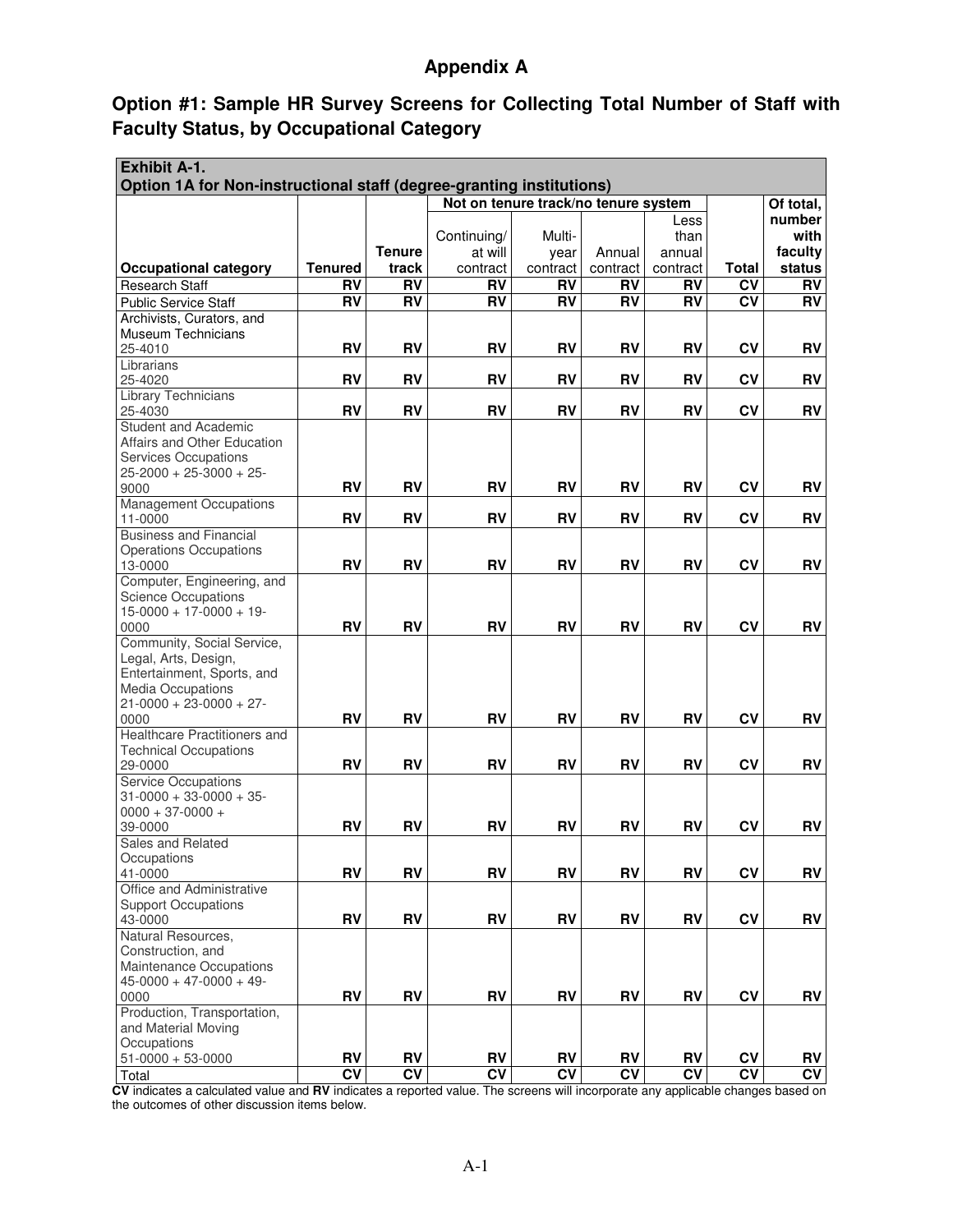# Appendix A

## Option #1: Sample HR Survey Screens for Collecting Total Number of Staff with Faculty Status, by Occupational Category

**Exhibit A-1.**
**Option 1A for Non-instructional staff (degree-granting institutions)**

| Occupational category | Tenured | Tenure track | Not on tenure track/no tenure system | | | | Total | Of total, number with faculty status |
|---|---|---|---|---|---|---|---|---|
| | | | Continuing/ at will contract | Multi-year contract | Annual contract | Less than annual contract | | |
| Research Staff | RV | RV | RV | RV | RV | RV | CV | RV |
| Public Service Staff | RV | RV | RV | RV | RV | RV | CV | RV |
| Archivists, Curators, and Museum Technicians 25-4010 | RV | RV | RV | RV | RV | RV | CV | RV |
| Librarians 25-4020 | RV | RV | RV | RV | RV | RV | CV | RV |
| Library Technicians 25-4030 | RV | RV | RV | RV | RV | RV | CV | RV |
| Student and Academic Affairs and Other Education Services Occupations 25-2000 + 25-3000 + 25-9000 | RV | RV | RV | RV | RV | RV | CV | RV |
| Management Occupations 11-0000 | RV | RV | RV | RV | RV | RV | CV | RV |
| Business and Financial Operations Occupations 13-0000 | RV | RV | RV | RV | RV | RV | CV | RV |
| Computer, Engineering, and Science Occupations 15-0000 + 17-0000 + 19-0000 | RV | RV | RV | RV | RV | RV | CV | RV |
| Community, Social Service, Legal, Arts, Design, Entertainment, Sports, and Media Occupations 21-0000 + 23-0000 + 27-0000 | RV | RV | RV | RV | RV | RV | CV | RV |
| Healthcare Practitioners and Technical Occupations 29-0000 | RV | RV | RV | RV | RV | RV | CV | RV |
| Service Occupations 31-0000 + 33-0000 + 35-0000 + 37-0000 + 39-0000 | RV | RV | RV | RV | RV | RV | CV | RV |
| Sales and Related Occupations 41-0000 | RV | RV | RV | RV | RV | RV | CV | RV |
| Office and Administrative Support Occupations 43-0000 | RV | RV | RV | RV | RV | RV | CV | RV |
| Natural Resources, Construction, and Maintenance Occupations 45-0000 + 47-0000 + 49-0000 | RV | RV | RV | RV | RV | RV | CV | RV |
| Production, Transportation, and Material Moving Occupations 51-0000 + 53-0000 | RV | RV | RV | RV | RV | RV | CV | RV |
| Total | CV | CV | CV | CV | CV | CV | CV | CV |

**CV** indicates a calculated value and **RV** indicates a reported value. The screens will incorporate any applicable changes based on the outcomes of other discussion items below.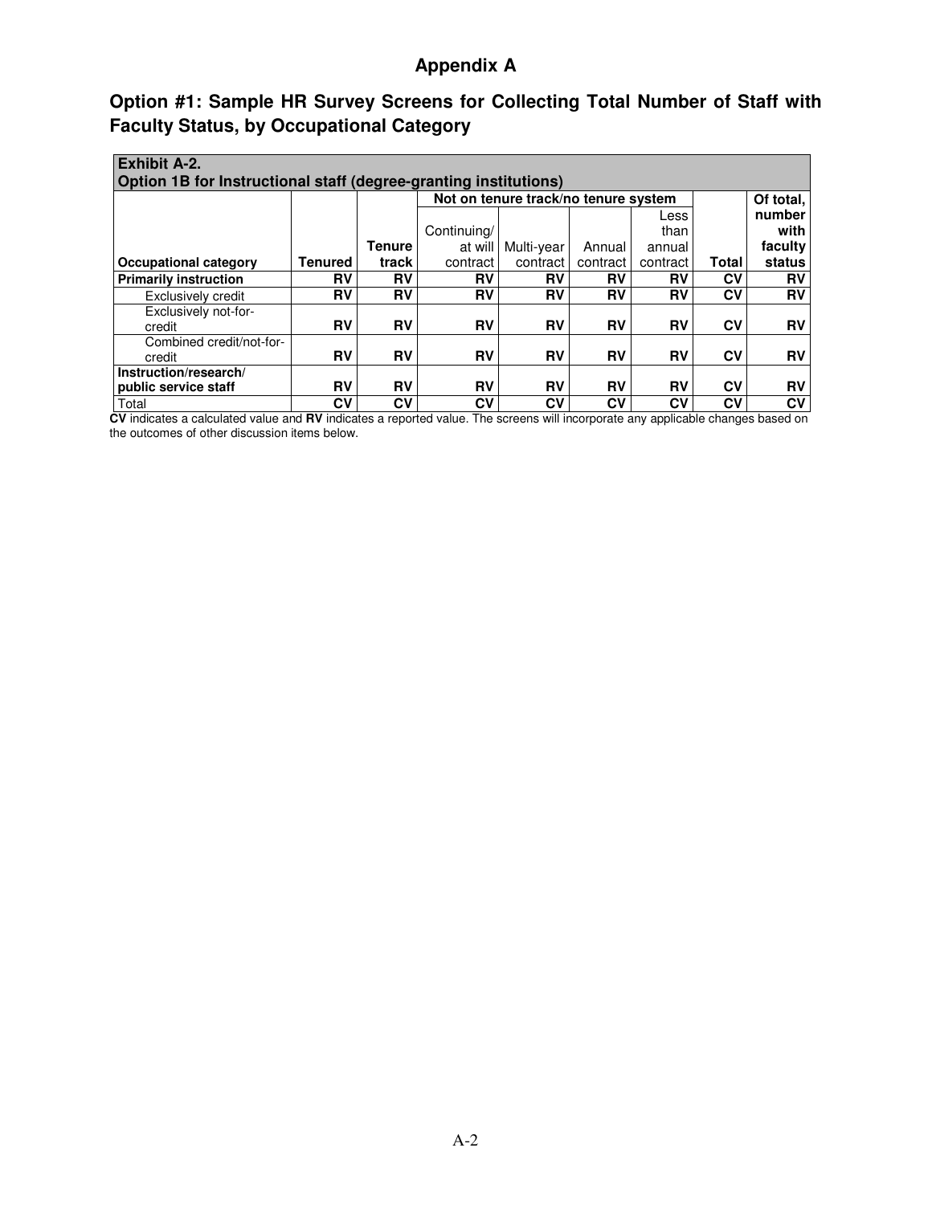## Appendix A

## Option #1: Sample HR Survey Screens for Collecting Total Number of Staff with Faculty Status, by Occupational Category

**Exhibit A-2.**
**Option 1B for Instructional staff (degree-granting institutions)**

| | | | Not on tenure track/no tenure system | | | | | |
|---|---|---|---|---|---|---|---|---|
| **Occupational category** | **Tenured** | **Tenure track** | Continuing/ at will contract | Multi-year contract | Annual contract | Less than annual contract | **Total** | **Of total, number with faculty status** |
| **Primarily instruction** | **RV** | **RV** | **RV** | **RV** | **RV** | **RV** | **CV** | **RV** |
| Exclusively credit | **RV** | **RV** | **RV** | **RV** | **RV** | **RV** | **CV** | **RV** |
| Exclusively not-for-credit | **RV** | **RV** | **RV** | **RV** | **RV** | **RV** | **CV** | **RV** |
| Combined credit/not-for-credit | **RV** | **RV** | **RV** | **RV** | **RV** | **RV** | **CV** | **RV** |
| **Instruction/research/ public service staff** | **RV** | **RV** | **RV** | **RV** | **RV** | **RV** | **CV** | **RV** |
| Total | **CV** | **CV** | **CV** | **CV** | **CV** | **CV** | **CV** | **CV** |

**CV** indicates a calculated value and **RV** indicates a reported value. The screens will incorporate any applicable changes based on the outcomes of other discussion items below.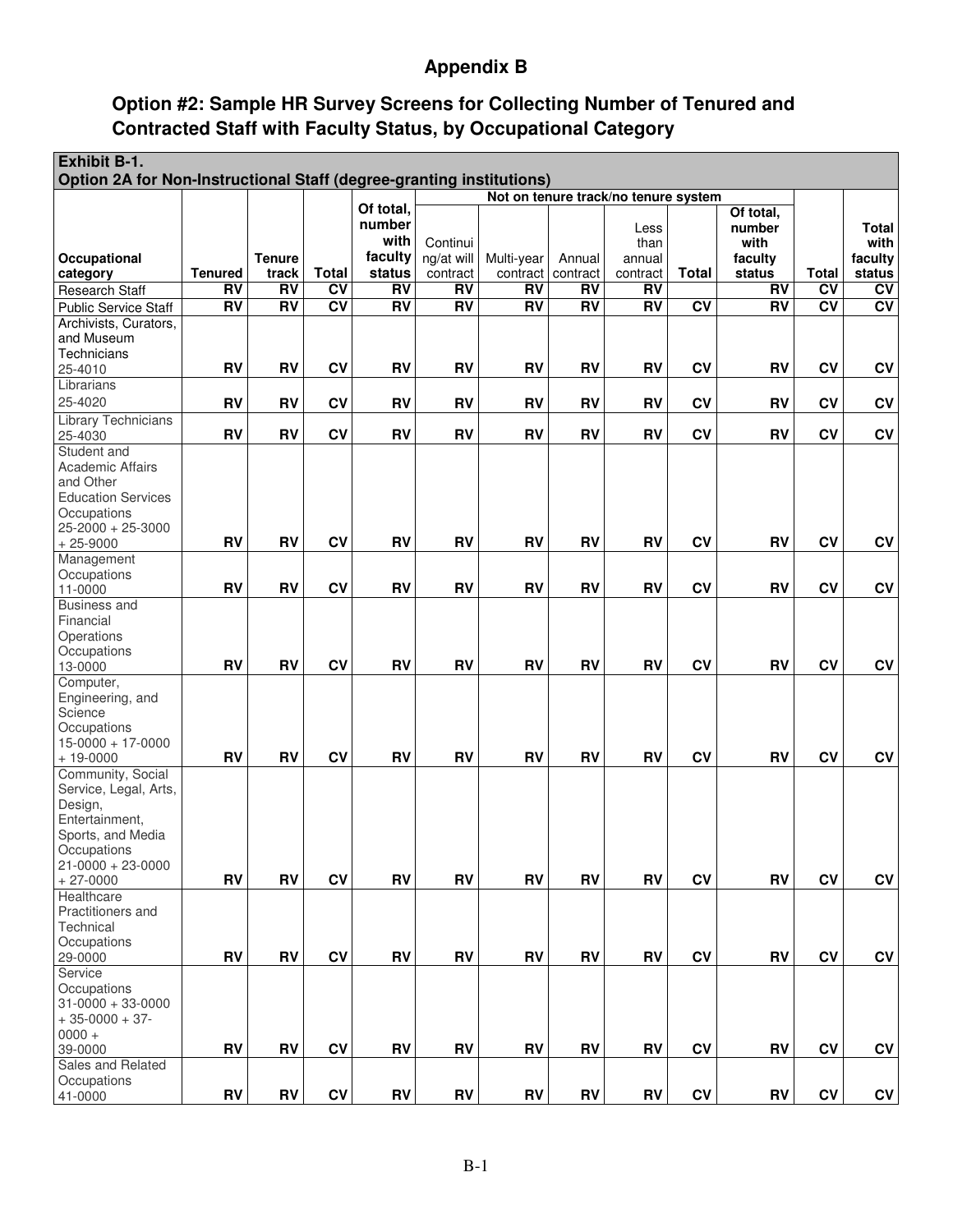# Appendix B

## Option #2: Sample HR Survey Screens for Collecting Number of Tenured and Contracted Staff with Faculty Status, by Occupational Category

**Exhibit B-1.**
**Option 2A for Non-Instructional Staff (degree-granting institutions)**

| Occupational category | Tenured | Tenure track | Total | Of total, number with faculty status | Not on tenure track/no tenure system | | | | | | | |
|---|---|---|---|---|---|---|---|---|---|---|---|---|
| | | | | | Continuing/at will contract | Multi-year contract | Annual contract | Less than annual contract | Total | Of total, number with faculty status | Total | Total with faculty status |
| Research Staff | RV | RV | CV | RV | RV | RV | RV | RV | | RV | CV | CV |
| Public Service Staff | RV | RV | CV | RV | RV | RV | RV | RV | CV | RV | CV | CV |
| Archivists, Curators, and Museum Technicians 25-4010 | RV | RV | CV | RV | RV | RV | RV | RV | CV | RV | CV | CV |
| Librarians 25-4020 | RV | RV | CV | RV | RV | RV | RV | RV | CV | RV | CV | CV |
| Library Technicians 25-4030 | RV | RV | CV | RV | RV | RV | RV | RV | CV | RV | CV | CV |
| Student and Academic Affairs and Other Education Services Occupations 25-2000 + 25-3000 + 25-9000 | RV | RV | CV | RV | RV | RV | RV | RV | CV | RV | CV | CV |
| Management Occupations 11-0000 | RV | RV | CV | RV | RV | RV | RV | RV | CV | RV | CV | CV |
| Business and Financial Operations Occupations 13-0000 | RV | RV | CV | RV | RV | RV | RV | RV | CV | RV | CV | CV |
| Computer, Engineering, and Science Occupations 15-0000 + 17-0000 + 19-0000 | RV | RV | CV | RV | RV | RV | RV | RV | CV | RV | CV | CV |
| Community, Social Service, Legal, Arts, Design, Entertainment, Sports, and Media Occupations 21-0000 + 23-0000 + 27-0000 | RV | RV | CV | RV | RV | RV | RV | RV | CV | RV | CV | CV |
| Healthcare Practitioners and Technical Occupations 29-0000 | RV | RV | CV | RV | RV | RV | RV | RV | CV | RV | CV | CV |
| Service Occupations 31-0000 + 33-0000 + 35-0000 + 37-0000 + 39-0000 | RV | RV | CV | RV | RV | RV | RV | RV | CV | RV | CV | CV |
| Sales and Related Occupations 41-0000 | RV | RV | CV | RV | RV | RV | RV | RV | CV | RV | CV | CV |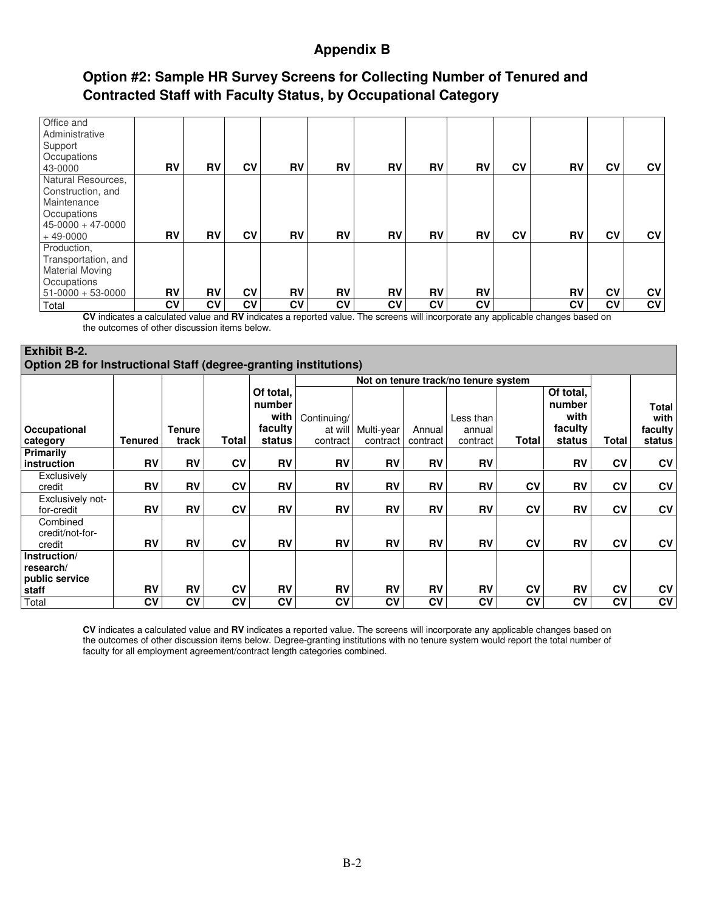# Appendix B

## Option #2: Sample HR Survey Screens for Collecting Number of Tenured and Contracted Staff with Faculty Status, by Occupational Category

| | | | | | | | | | | | | |
|---|---|---|---|---|---|---|---|---|---|---|---|---|
| Office and Administrative Support Occupations 43-0000 | **RV** | **RV** | **CV** | **RV** | **RV** | **RV** | **RV** | **RV** | **CV** | **RV** | **CV** | **CV** |
| Natural Resources, Construction, and Maintenance Occupations 45-0000 + 47-0000 + 49-0000 | **RV** | **RV** | **CV** | **RV** | **RV** | **RV** | **RV** | **RV** | **CV** | **RV** | **CV** | **CV** |
| Production, Transportation, and Material Moving Occupations 51-0000 + 53-0000 | **RV** | **RV** | **CV** | **RV** | **RV** | **RV** | **RV** | **RV** | | **RV** | **CV** | **CV** |
| Total | **CV** | **CV** | **CV** | **CV** | **CV** | **CV** | **CV** | **CV** | | **CV** | **CV** | **CV** |

**CV** indicates a calculated value and **RV** indicates a reported value. The screens will incorporate any applicable changes based on the outcomes of other discussion items below.

**Exhibit B-2.**
**Option 2B for Instructional Staff (degree-granting institutions)**

| | | | | | Not on tenure track/no tenure system | | | | | | | |
|---|---|---|---|---|---|---|---|---|---|---|---|---|
| **Occupational category** | **Tenured** | **Tenure track** | **Total** | **Of total, number with faculty status** | Continuing/ at will contract | Multi-year contract | Annual contract | Less than annual contract | **Total** | **Of total, number with faculty status** | **Total** | **Total with faculty status** |
| **Primarily instruction** | **RV** | **RV** | **CV** | **RV** | **RV** | **RV** | **RV** | **RV** | | **RV** | **CV** | **CV** |
| Exclusively credit | **RV** | **RV** | **CV** | **RV** | **RV** | **RV** | **RV** | **RV** | **CV** | **RV** | **CV** | **CV** |
| Exclusively not-for-credit | **RV** | **RV** | **CV** | **RV** | **RV** | **RV** | **RV** | **RV** | **CV** | **RV** | **CV** | **CV** |
| Combined credit/not-for-credit | **RV** | **RV** | **CV** | **RV** | **RV** | **RV** | **RV** | **RV** | **CV** | **RV** | **CV** | **CV** |
| **Instruction/ research/ public service staff** | **RV** | **RV** | **CV** | **RV** | **RV** | **RV** | **RV** | **RV** | **CV** | **RV** | **CV** | **CV** |
| Total | **CV** | **CV** | **CV** | **CV** | **CV** | **CV** | **CV** | **CV** | **CV** | **CV** | **CV** | **CV** |

**CV** indicates a calculated value and **RV** indicates a reported value. The screens will incorporate any applicable changes based on the outcomes of other discussion items below. Degree-granting institutions with no tenure system would report the total number of faculty for all employment agreement/contract length categories combined.